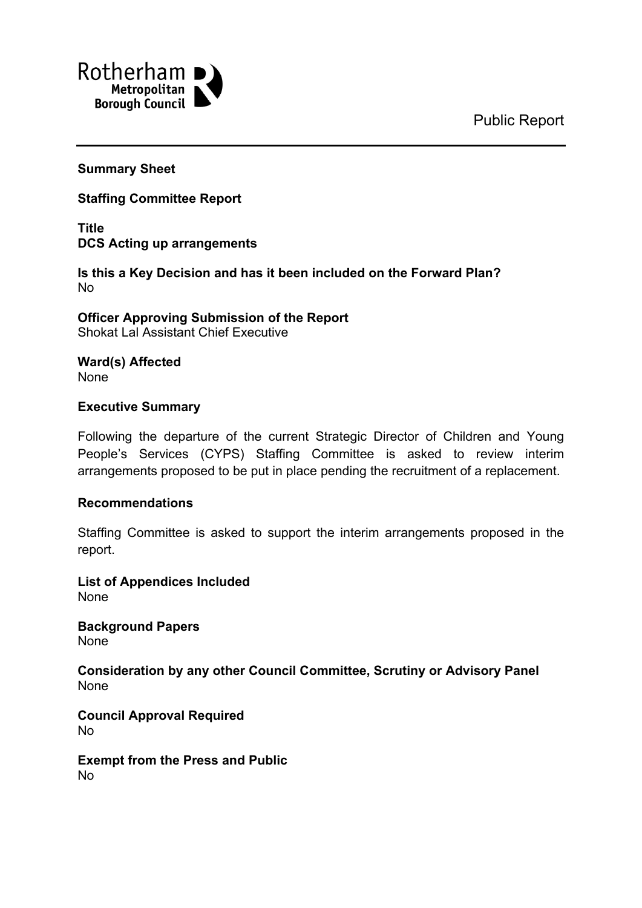Rotherham Metropolitan Borough Council

Public Report

**Summary Sheet**

**Staffing Committee Report**

**Title**
**DCS Acting up arrangements**

**Is this a Key Decision and has it been included on the Forward Plan?**
No

**Officer Approving Submission of the Report**
Shokat Lal Assistant Chief Executive

**Ward(s) Affected**
None

**Executive Summary**

Following the departure of the current Strategic Director of Children and Young People's Services (CYPS) Staffing Committee is asked to review interim arrangements proposed to be put in place pending the recruitment of a replacement.

**Recommendations**

Staffing Committee is asked to support the interim arrangements proposed in the report.

**List of Appendices Included**
None

**Background Papers**
None

**Consideration by any other Council Committee, Scrutiny or Advisory Panel**
None

**Council Approval Required**
No

**Exempt from the Press and Public**
No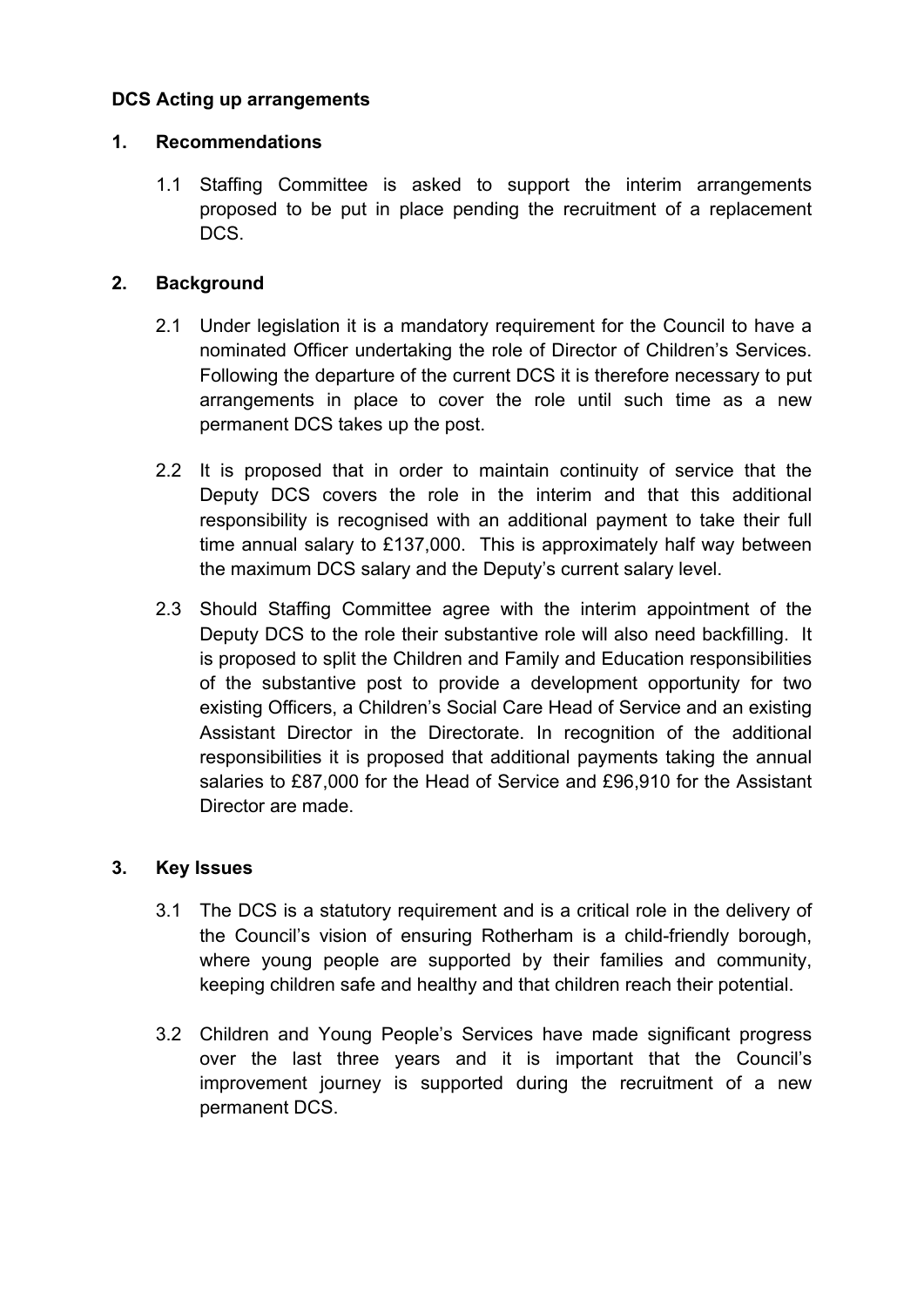**DCS Acting up arrangements**

## 1. Recommendations

1.1 Staffing Committee is asked to support the interim arrangements proposed to be put in place pending the recruitment of a replacement DCS.

## 2. Background

2.1 Under legislation it is a mandatory requirement for the Council to have a nominated Officer undertaking the role of Director of Children's Services. Following the departure of the current DCS it is therefore necessary to put arrangements in place to cover the role until such time as a new permanent DCS takes up the post.

2.2 It is proposed that in order to maintain continuity of service that the Deputy DCS covers the role in the interim and that this additional responsibility is recognised with an additional payment to take their full time annual salary to £137,000. This is approximately half way between the maximum DCS salary and the Deputy's current salary level.

2.3 Should Staffing Committee agree with the interim appointment of the Deputy DCS to the role their substantive role will also need backfilling. It is proposed to split the Children and Family and Education responsibilities of the substantive post to provide a development opportunity for two existing Officers, a Children's Social Care Head of Service and an existing Assistant Director in the Directorate. In recognition of the additional responsibilities it is proposed that additional payments taking the annual salaries to £87,000 for the Head of Service and £96,910 for the Assistant Director are made.

## 3. Key Issues

3.1 The DCS is a statutory requirement and is a critical role in the delivery of the Council's vision of ensuring Rotherham is a child-friendly borough, where young people are supported by their families and community, keeping children safe and healthy and that children reach their potential.

3.2 Children and Young People's Services have made significant progress over the last three years and it is important that the Council's improvement journey is supported during the recruitment of a new permanent DCS.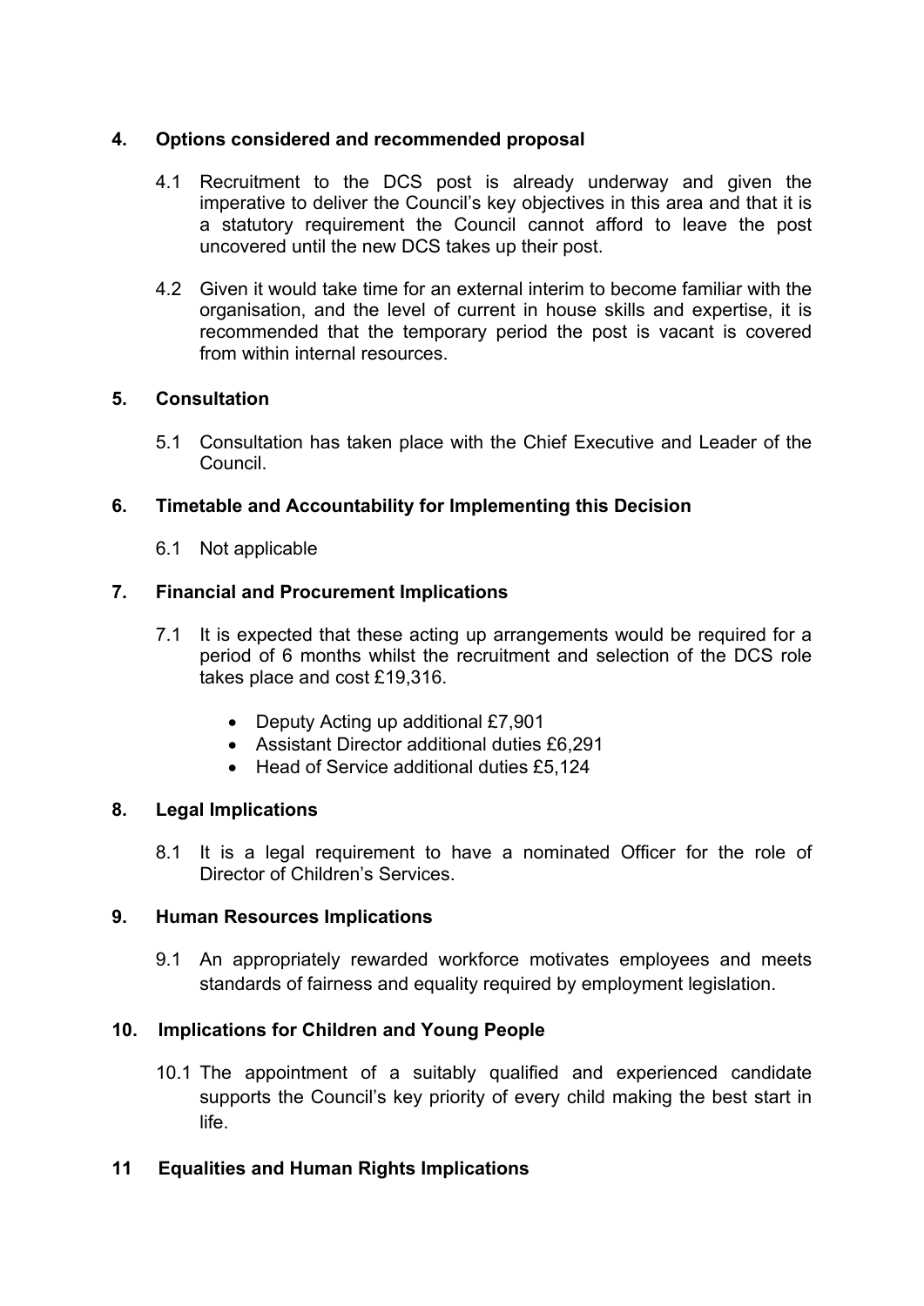## 4. Options considered and recommended proposal

4.1 Recruitment to the DCS post is already underway and given the imperative to deliver the Council's key objectives in this area and that it is a statutory requirement the Council cannot afford to leave the post uncovered until the new DCS takes up their post.

4.2 Given it would take time for an external interim to become familiar with the organisation, and the level of current in house skills and expertise, it is recommended that the temporary period the post is vacant is covered from within internal resources.

## 5. Consultation

5.1 Consultation has taken place with the Chief Executive and Leader of the Council.

## 6. Timetable and Accountability for Implementing this Decision

6.1 Not applicable

## 7. Financial and Procurement Implications

7.1 It is expected that these acting up arrangements would be required for a period of 6 months whilst the recruitment and selection of the DCS role takes place and cost £19,316.

- Deputy Acting up additional £7,901
- Assistant Director additional duties £6,291
- Head of Service additional duties £5,124

## 8. Legal Implications

8.1 It is a legal requirement to have a nominated Officer for the role of Director of Children's Services.

## 9. Human Resources Implications

9.1 An appropriately rewarded workforce motivates employees and meets standards of fairness and equality required by employment legislation.

## 10. Implications for Children and Young People

10.1 The appointment of a suitably qualified and experienced candidate supports the Council's key priority of every child making the best start in life.

## 11 Equalities and Human Rights Implications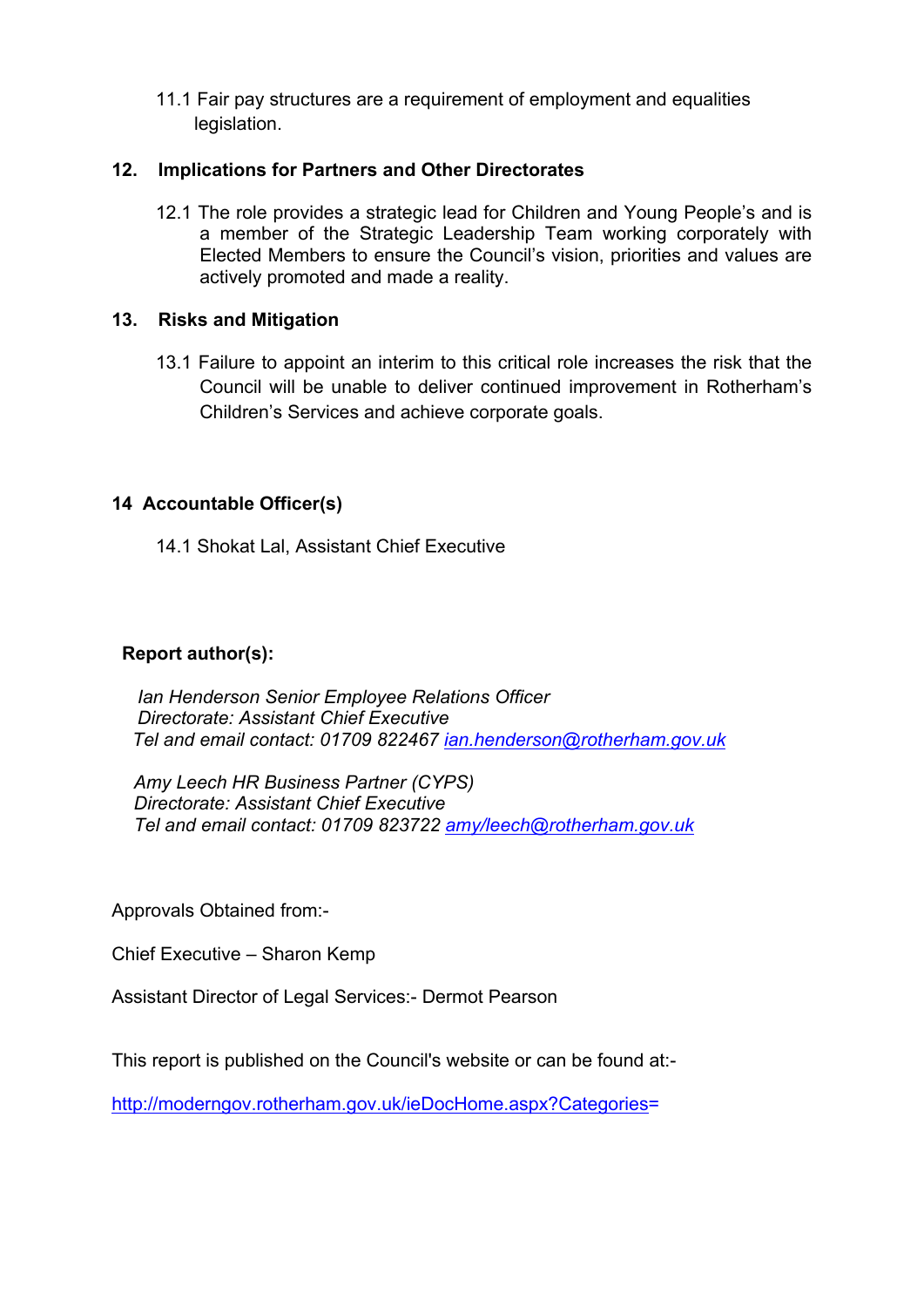11.1 Fair pay structures are a requirement of employment and equalities legislation.

## 12. Implications for Partners and Other Directorates

12.1 The role provides a strategic lead for Children and Young People's and is a member of the Strategic Leadership Team working corporately with Elected Members to ensure the Council's vision, priorities and values are actively promoted and made a reality.

## 13. Risks and Mitigation

13.1 Failure to appoint an interim to this critical role increases the risk that the Council will be unable to deliver continued improvement in Rotherham's Children's Services and achieve corporate goals.

## 14 Accountable Officer(s)

14.1 Shokat Lal, Assistant Chief Executive

**Report author(s):**

*Ian Henderson Senior Employee Relations Officer*
*Directorate: Assistant Chief Executive*
*Tel and email contact: 01709 822467 ian.henderson@rotherham.gov.uk*

*Amy Leech HR Business Partner (CYPS)*
*Directorate: Assistant Chief Executive*
*Tel and email contact: 01709 823722 amy/leech@rotherham.gov.uk*

Approvals Obtained from:-

Chief Executive – Sharon Kemp

Assistant Director of Legal Services:- Dermot Pearson

This report is published on the Council's website or can be found at:-

http://moderngov.rotherham.gov.uk/ieDocHome.aspx?Categories=